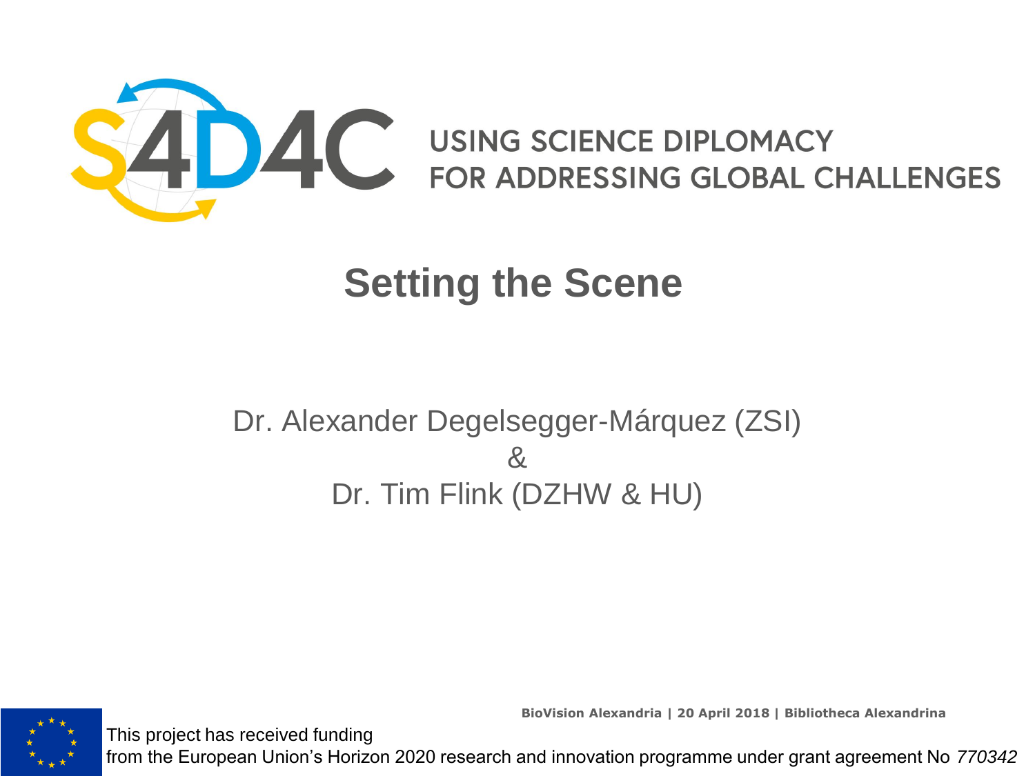S4D4C

USING SCIENCE DIPLOMACY FOR ADDRESSING GLOBAL CHALLENGES

# Setting the Scene

Dr. Alexander Degelsegger-Márquez (ZSI)
&
Dr. Tim Flink (DZHW & HU)

**BioVision Alexandria | 20 April 2018 | Bibliotheca Alexandrina**

This project has received funding from the European Union's Horizon 2020 research and innovation programme under grant agreement No *770342*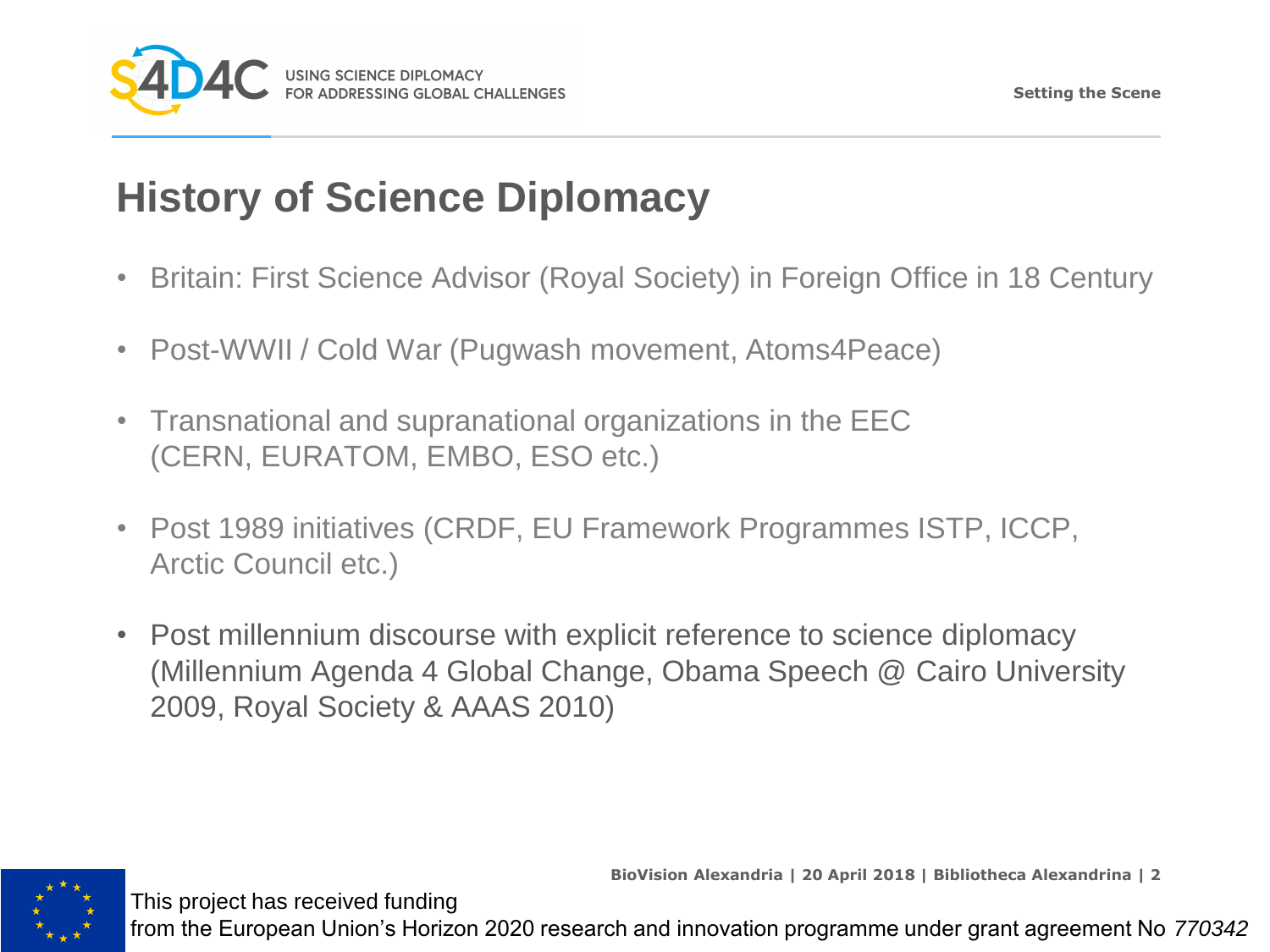# History of Science Diplomacy

- Britain: First Science Advisor (Royal Society) in Foreign Office in 18 Century
- Post-WWII / Cold War (Pugwash movement, Atoms4Peace)
- Transnational and supranational organizations in the EEC (CERN, EURATOM, EMBO, ESO etc.)
- Post 1989 initiatives (CRDF, EU Framework Programmes ISTP, ICCP, Arctic Council etc.)
- Post millennium discourse with explicit reference to science diplomacy (Millennium Agenda 4 Global Change, Obama Speech @ Cairo University 2009, Royal Society & AAAS 2010)

This project has received funding from the European Union's Horizon 2020 research and innovation programme under grant agreement No *770342*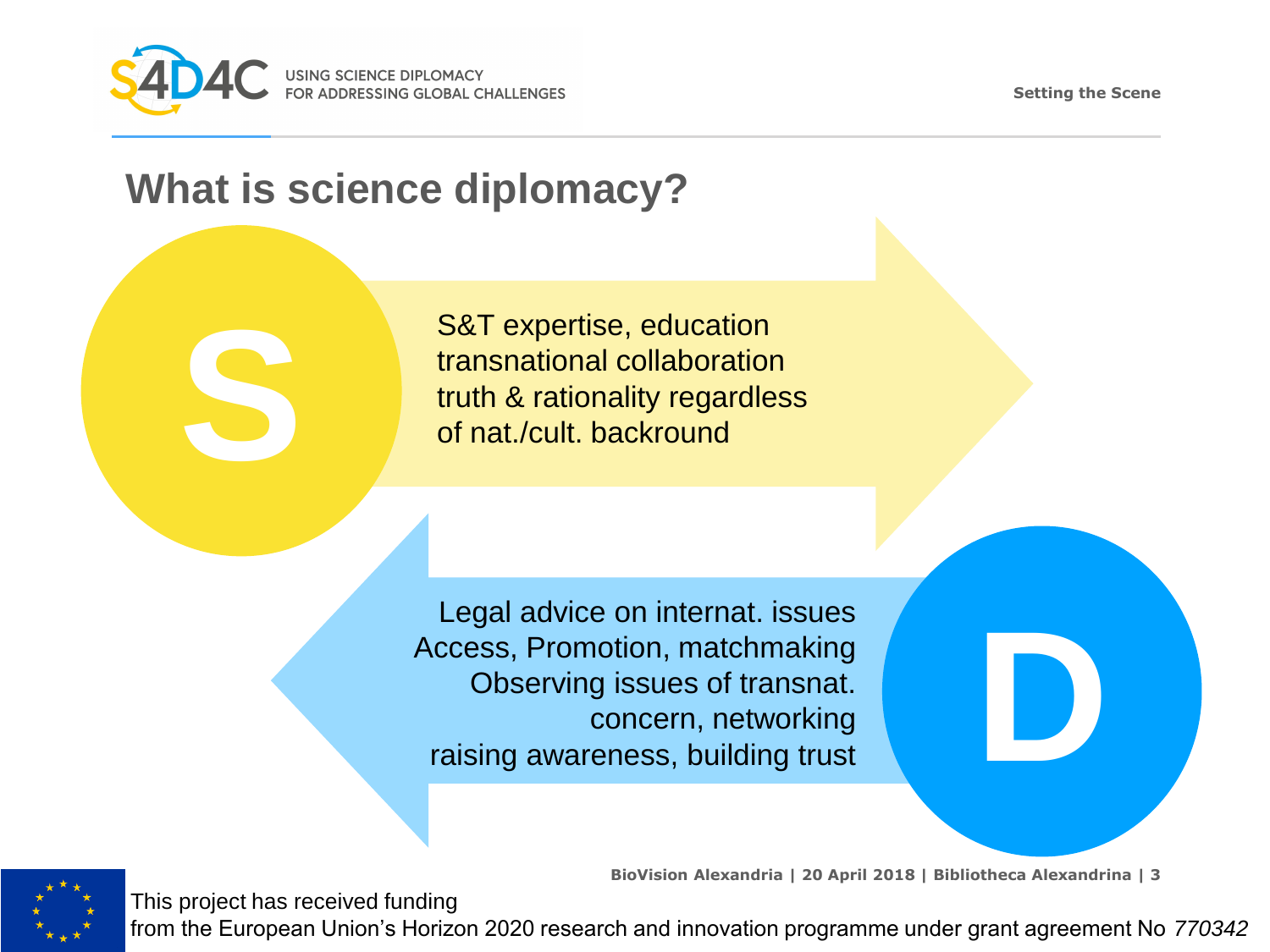# What is science diplomacy?

**S**

S&T expertise, education
transnational collaboration
truth & rationality regardless of nat./cult. backround

**D**

Legal advice on internat. issues
Access, Promotion, matchmaking
Observing issues of transnat. concern, networking
raising awareness, building trust

This project has received funding from the European Union's Horizon 2020 research and innovation programme under grant agreement No *770342*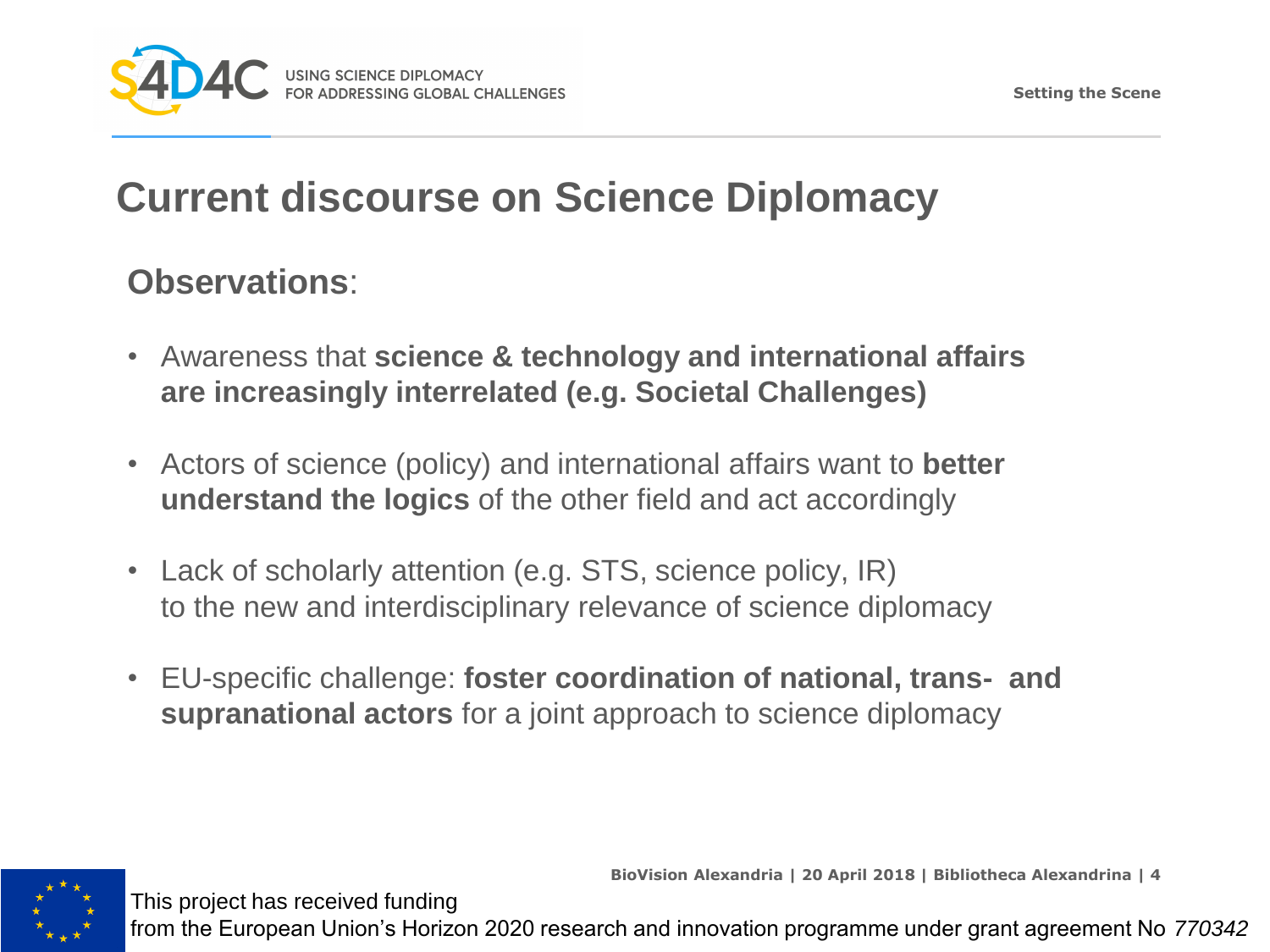# Current discourse on Science Diplomacy

**Observations**:

- Awareness that **science & technology and international affairs are increasingly interrelated (e.g. Societal Challenges)**
- Actors of science (policy) and international affairs want to **better understand the logics** of the other field and act accordingly
- Lack of scholarly attention (e.g. STS, science policy, IR) to the new and interdisciplinary relevance of science diplomacy
- EU-specific challenge: **foster coordination of national, trans- and supranational actors** for a joint approach to science diplomacy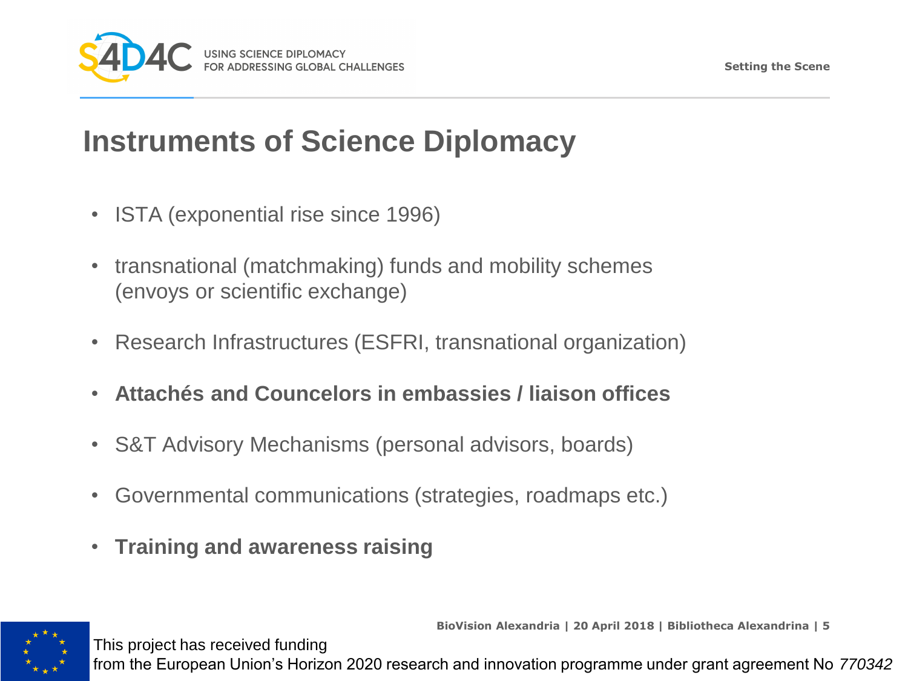# Instruments of Science Diplomacy

- ISTA (exponential rise since 1996)
- transnational (matchmaking) funds and mobility schemes (envoys or scientific exchange)
- Research Infrastructures (ESFRI, transnational organization)
- **Attachés and Councelors in embassies / liaison offices**
- S&T Advisory Mechanisms (personal advisors, boards)
- Governmental communications (strategies, roadmaps etc.)
- **Training and awareness raising**

This project has received funding from the European Union's Horizon 2020 research and innovation programme under grant agreement No *770342*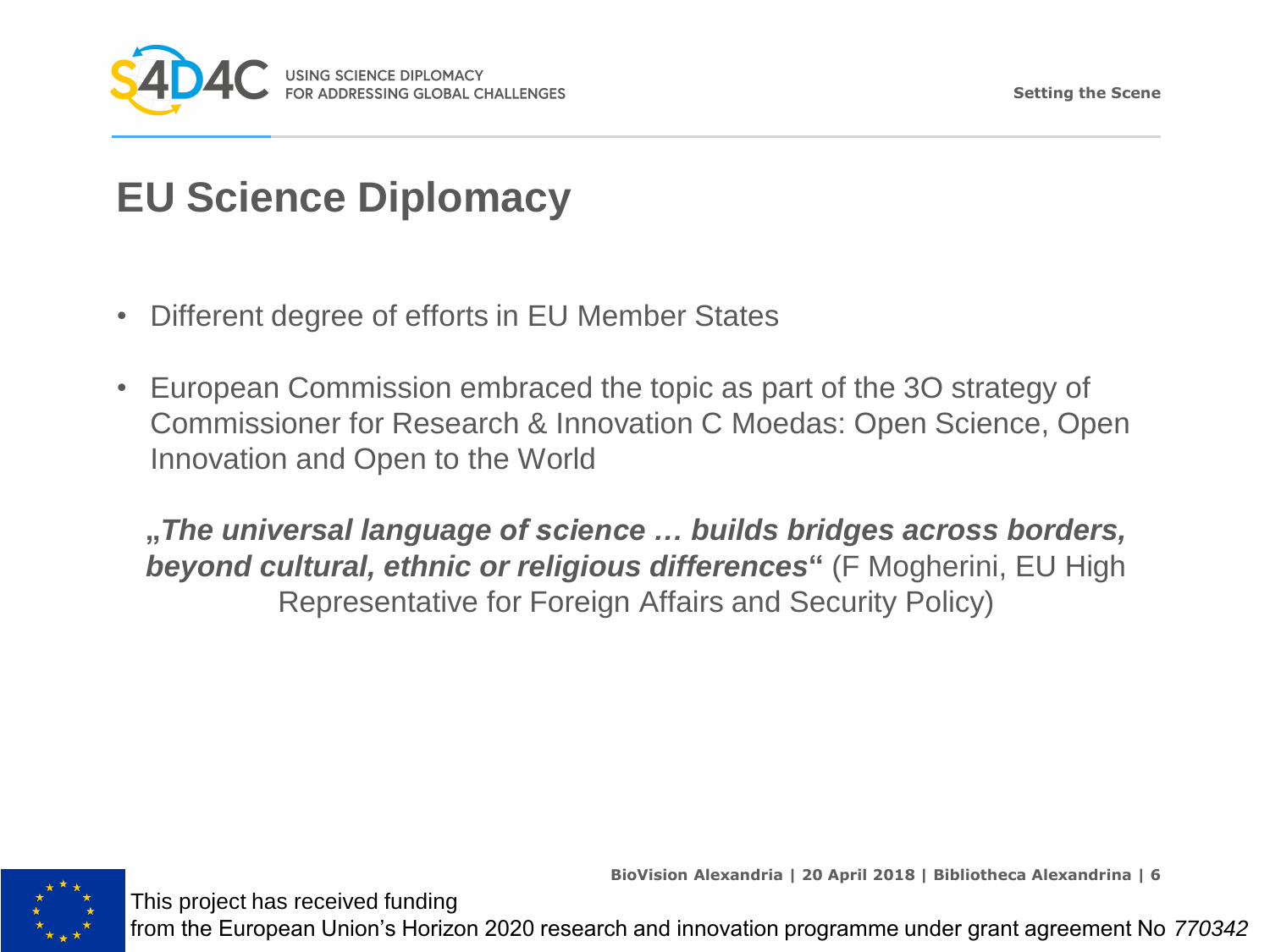# EU Science Diplomacy

- Different degree of efforts in EU Member States
- European Commission embraced the topic as part of the 3O strategy of Commissioner for Research & Innovation C Moedas: Open Science, Open Innovation and Open to the World

**„*The universal language of science … builds bridges across borders, beyond cultural, ethnic or religious differences*"** (F Mogherini, EU High Representative for Foreign Affairs and Security Policy)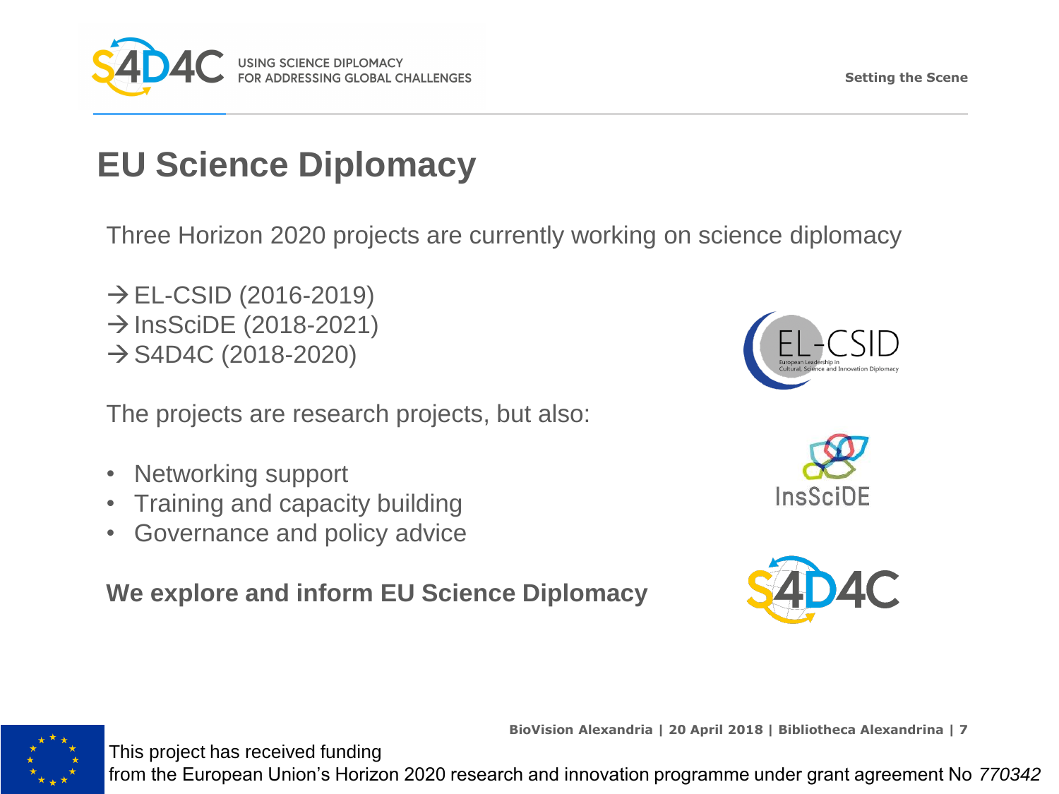# EU Science Diplomacy

Three Horizon 2020 projects are currently working on science diplomacy

→ EL-CSID (2016-2019)
→ InsSciDE (2018-2021)
→ S4D4C (2018-2020)

The projects are research projects, but also:

- Networking support
- Training and capacity building
- Governance and policy advice

**We explore and inform EU Science Diplomacy**

This project has received funding from the European Union's Horizon 2020 research and innovation programme under grant agreement No *770342*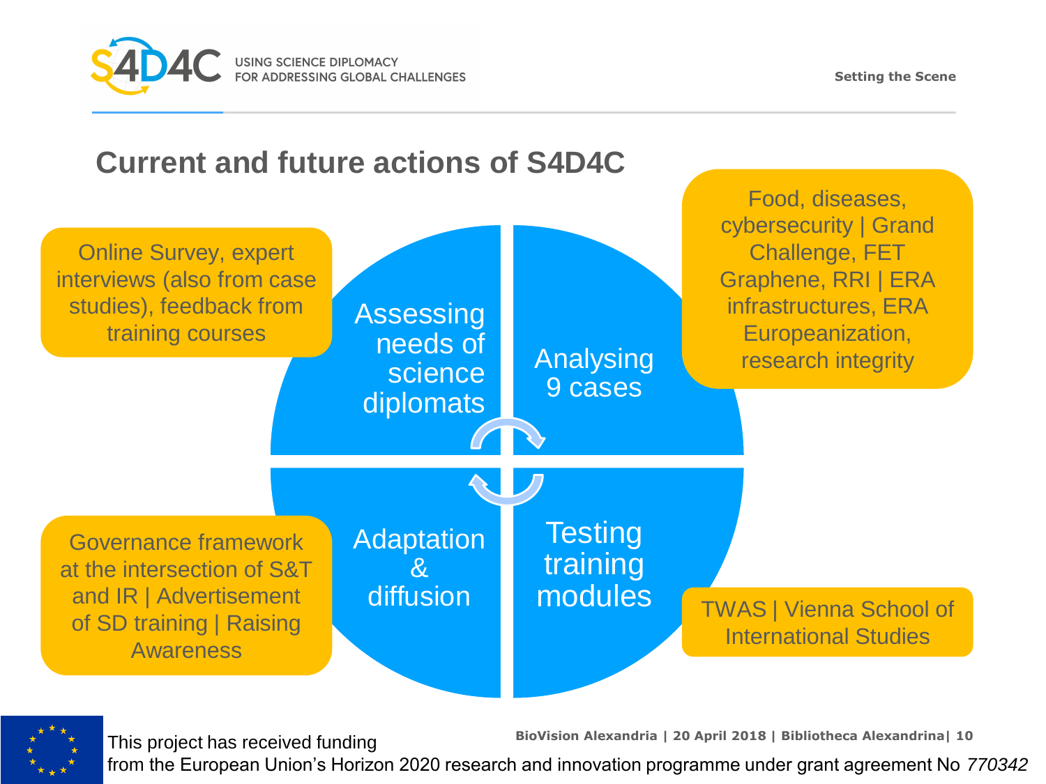## Current and future actions of S4D4C

**Assessing needs of science diplomats**
- Online Survey, expert interviews (also from case studies), feedback from training courses

**Analysing 9 cases**
- Food, diseases, cybersecurity | Grand Challenge, FET Graphene, RRI | ERA infrastructures, ERA Europeanization, research integrity

**Testing training modules**
- TWAS | Vienna School of International Studies

**Adaptation & diffusion**
- Governance framework at the intersection of S&T and IR | Advertisement of SD training | Raising Awareness

This project has received funding from the European Union's Horizon 2020 research and innovation programme under grant agreement No *770342*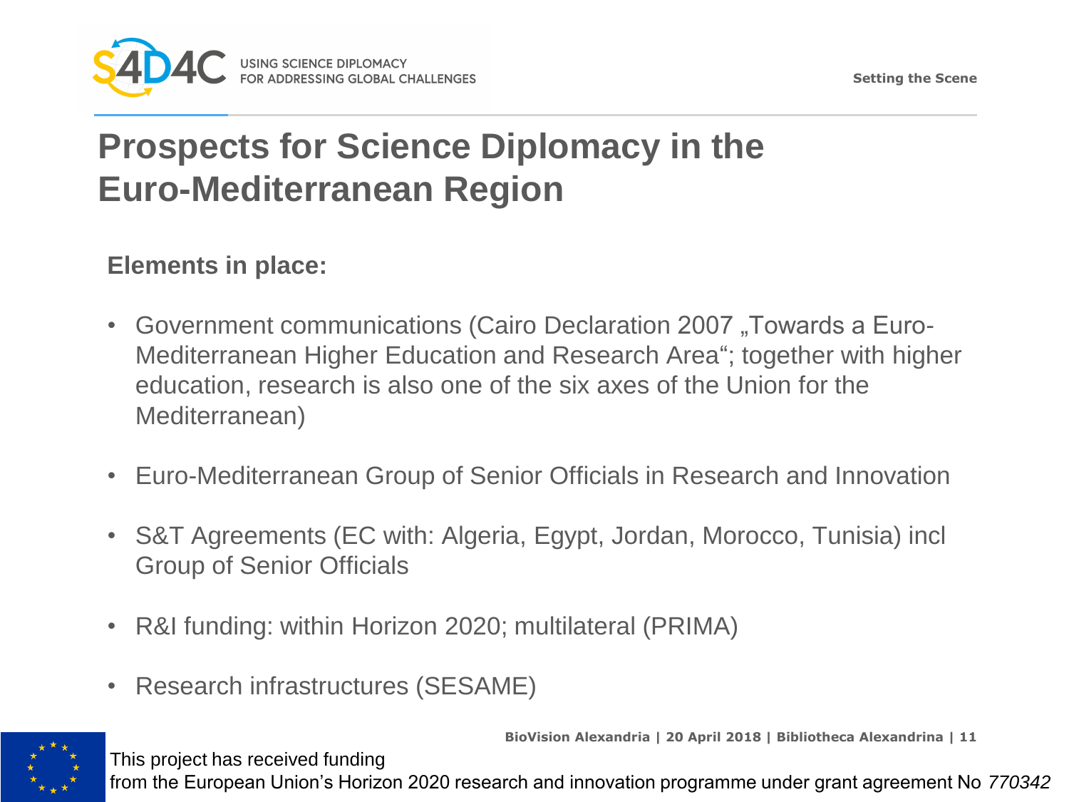# Prospects for Science Diplomacy in the Euro-Mediterranean Region

**Elements in place:**

- Government communications (Cairo Declaration 2007 „Towards a Euro-Mediterranean Higher Education and Research Area"; together with higher education, research is also one of the six axes of the Union for the Mediterranean)
- Euro-Mediterranean Group of Senior Officials in Research and Innovation
- S&T Agreements (EC with: Algeria, Egypt, Jordan, Morocco, Tunisia) incl Group of Senior Officials
- R&I funding: within Horizon 2020; multilateral (PRIMA)
- Research infrastructures (SESAME)

This project has received funding from the European Union's Horizon 2020 research and innovation programme under grant agreement No *770342*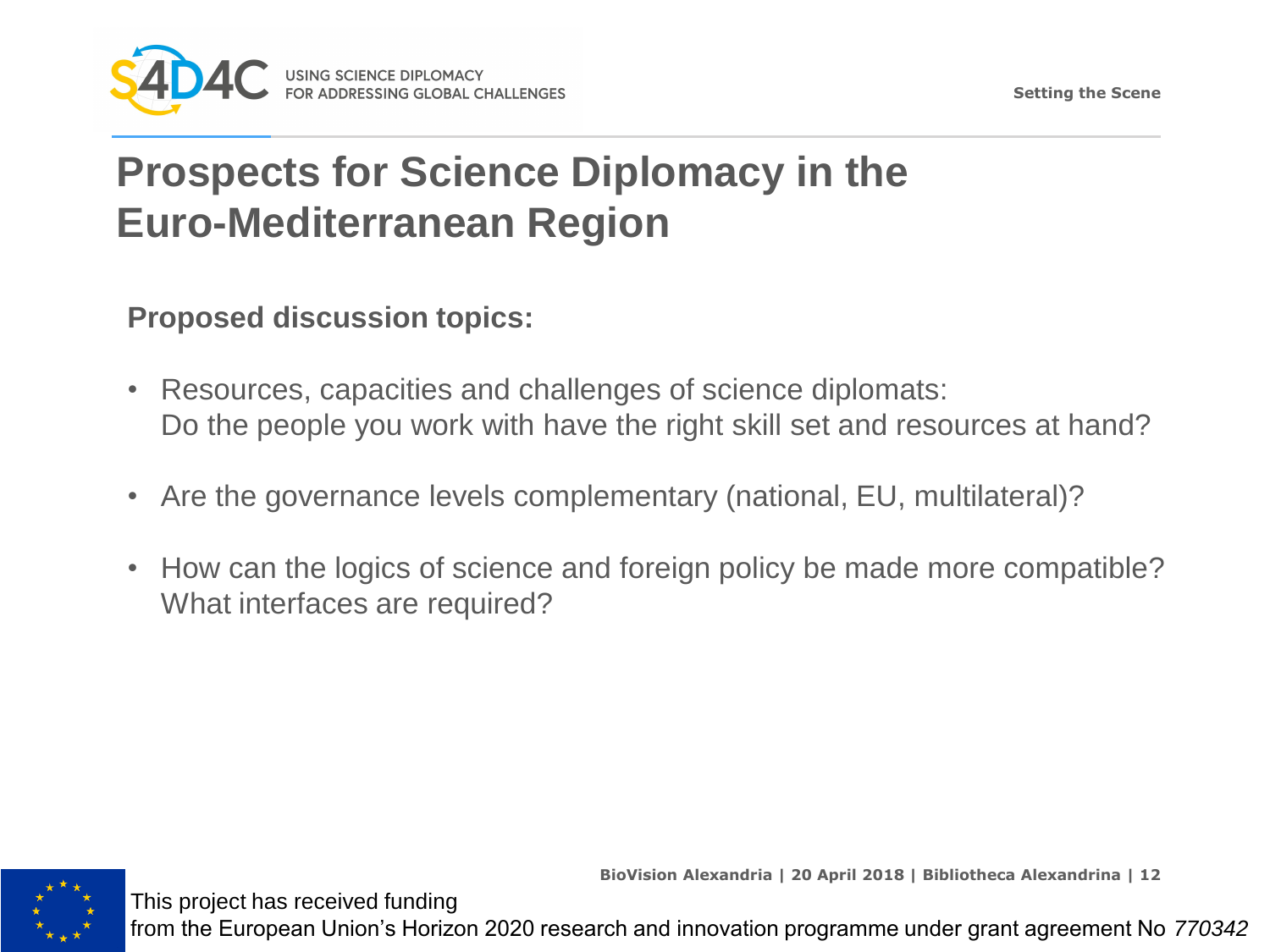# Prospects for Science Diplomacy in the Euro-Mediterranean Region

**Proposed discussion topics:**

- Resources, capacities and challenges of science diplomats:
  Do the people you work with have the right skill set and resources at hand?
- Are the governance levels complementary (national, EU, multilateral)?
- How can the logics of science and foreign policy be made more compatible?
  What interfaces are required?

This project has received funding
from the European Union's Horizon 2020 research and innovation programme under grant agreement No *770342*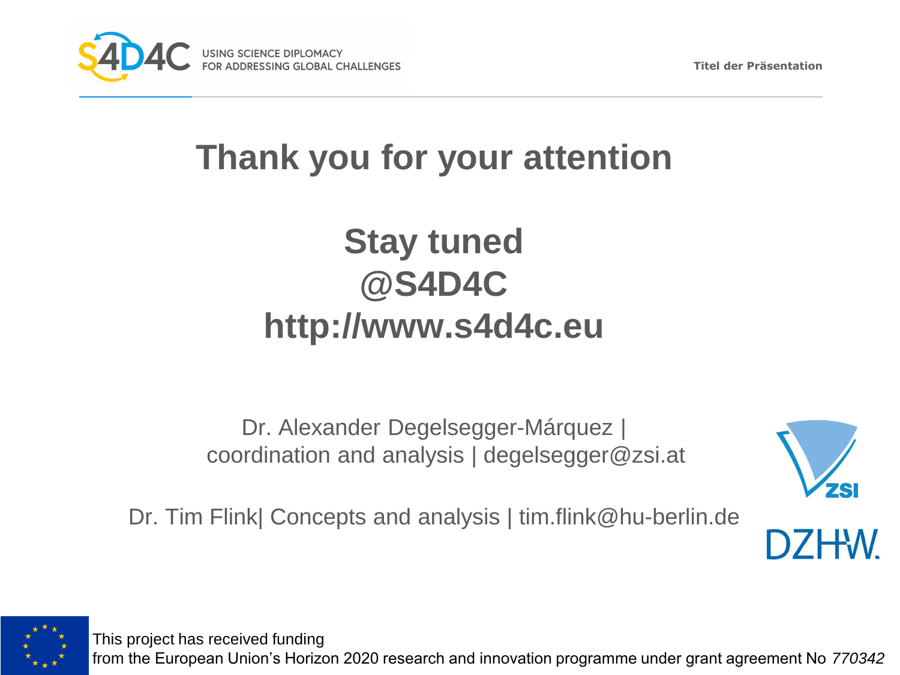# Thank you for your attention

## Stay tuned
## @S4D4C
## http://www.s4d4c.eu

Dr. Alexander Degelsegger-Márquez | coordination and analysis | degelsegger@zsi.at

Dr. Tim Flink| Concepts and analysis | tim.flink@hu-berlin.de

This project has received funding from the European Union's Horizon 2020 research and innovation programme under grant agreement No *770342*